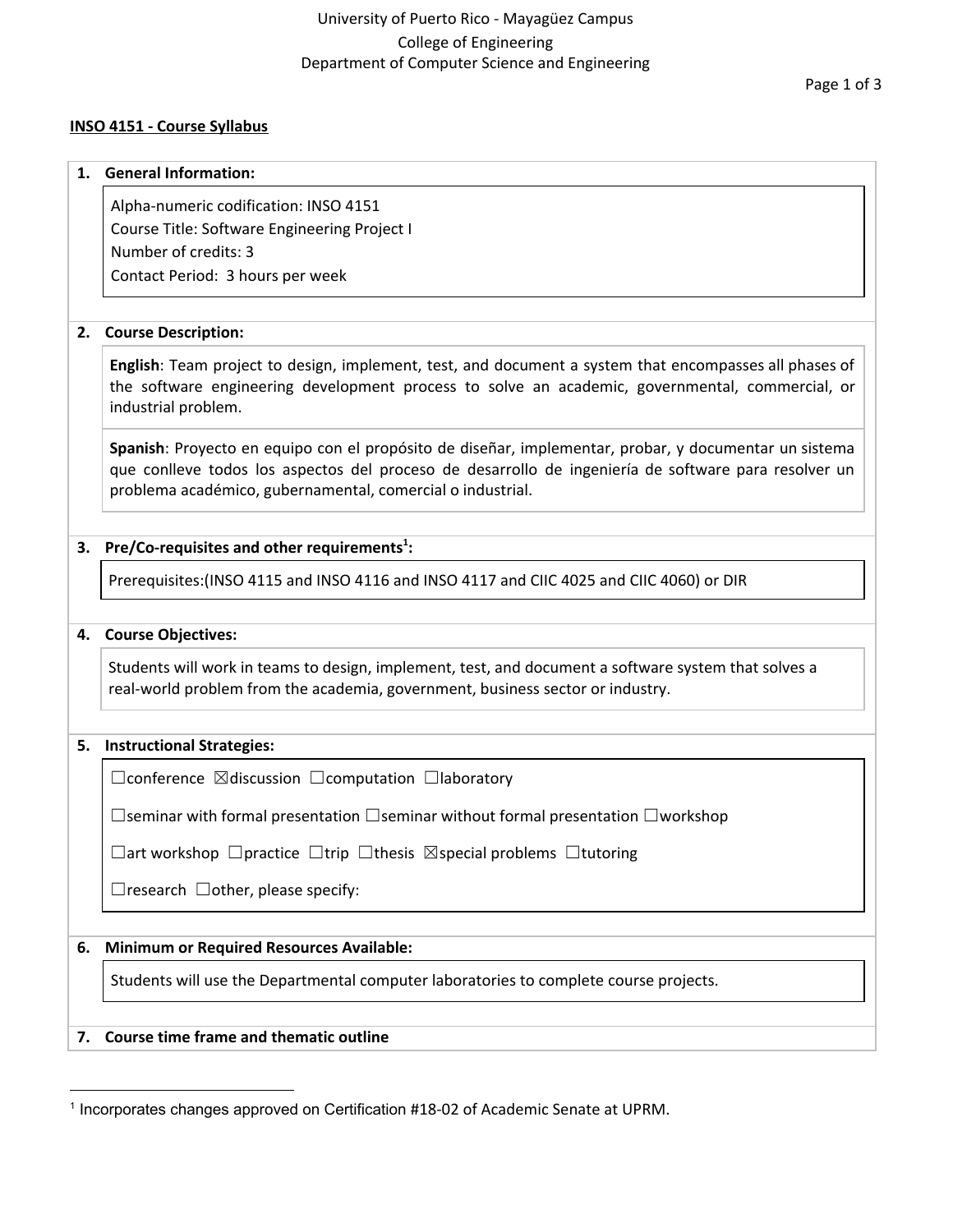University of Puerto Rico - Mayagüez Campus
College of Engineering
Department of Computer Science and Engineering

## INSO 4151 - Course Syllabus

### 1. General Information:

Alpha-numeric codification: INSO 4151
Course Title: Software Engineering Project I
Number of credits: 3
Contact Period: 3 hours per week

### 2. Course Description:

**English**: Team project to design, implement, test, and document a system that encompasses all phases of the software engineering development process to solve an academic, governmental, commercial, or industrial problem.

**Spanish**: Proyecto en equipo con el propósito de diseñar, implementar, probar, y documentar un sistema que conlleve todos los aspectos del proceso de desarrollo de ingeniería de software para resolver un problema académico, gubernamental, comercial o industrial.

### 3. Pre/Co-requisites and other requirements[1]:

Prerequisites:(INSO 4115 and INSO 4116 and INSO 4117 and CIIC 4025 and CIIC 4060) or DIR

### 4. Course Objectives:

Students will work in teams to design, implement, test, and document a software system that solves a real-world problem from the academia, government, business sector or industry.

### 5. Instructional Strategies:

☐conference ☒discussion ☐computation ☐laboratory

☐seminar with formal presentation ☐seminar without formal presentation ☐workshop

☐art workshop ☐practice ☐trip ☐thesis ☒special problems ☐tutoring

☐research ☐other, please specify:

### 6. Minimum or Required Resources Available:

Students will use the Departmental computer laboratories to complete course projects.

### 7. Course time frame and thematic outline

[1] Incorporates changes approved on Certification #18-02 of Academic Senate at UPRM.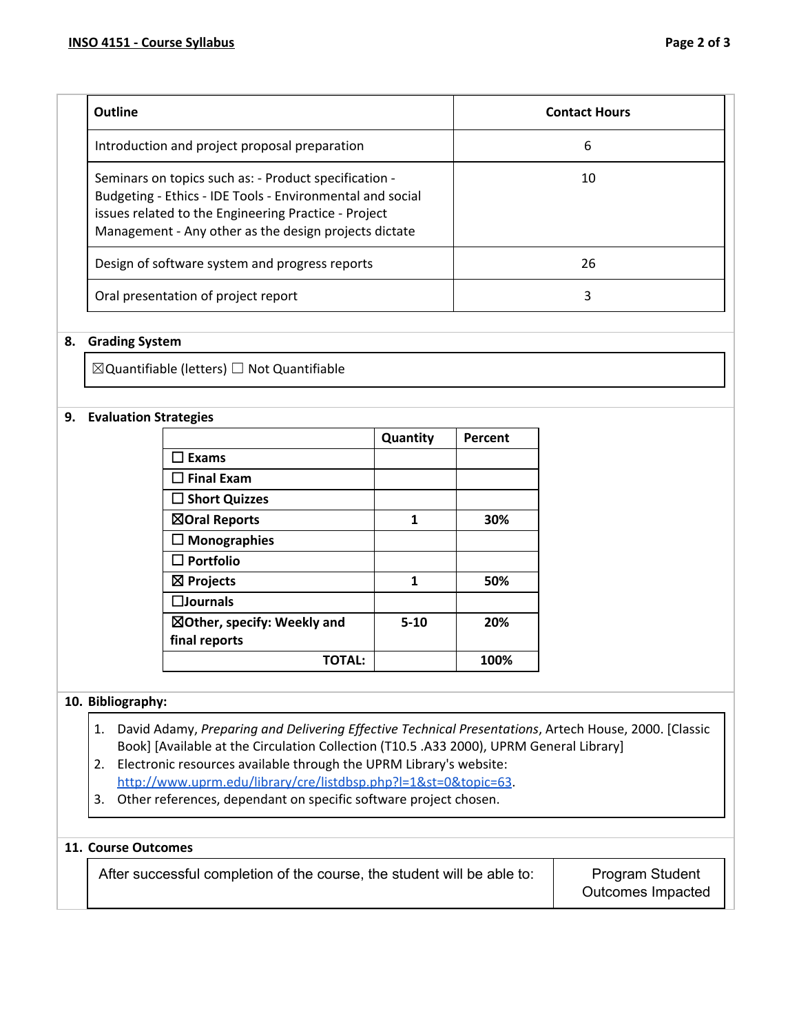| Outline | Contact Hours |
|---|---|
| Introduction and project proposal preparation | 6 |
| Seminars on topics such as: - Product specification - Budgeting - Ethics - IDE Tools - Environmental and social issues related to the Engineering Practice - Project Management - Any other as the design projects dictate | 10 |
| Design of software system and progress reports | 26 |
| Oral presentation of project report | 3 |

## 8. Grading System

☒Quantifiable (letters) ☐ Not Quantifiable

## 9. Evaluation Strategies

| | Quantity | Percent |
|---|---|---|
| ☐ Exams | | |
| ☐ Final Exam | | |
| ☐ Short Quizzes | | |
| ☒Oral Reports | 1 | 30% |
| ☐ Monographies | | |
| ☐ Portfolio | | |
| ☒ Projects | 1 | 50% |
| ☐Journals | | |
| ☒Other, specify: Weekly and final reports | 5-10 | 20% |
| TOTAL: | | 100% |

## 10. Bibliography:

1. David Adamy, *Preparing and Delivering Effective Technical Presentations*, Artech House, 2000. [Classic Book] [Available at the Circulation Collection (T10.5 .A33 2000), UPRM General Library]
2. Electronic resources available through the UPRM Library's website: http://www.uprm.edu/library/cre/listdbsp.php?l=1&st=0&topic=63.
3. Other references, dependant on specific software project chosen.

## 11. Course Outcomes

| After successful completion of the course, the student will be able to: | Program Student Outcomes Impacted |
|---|---|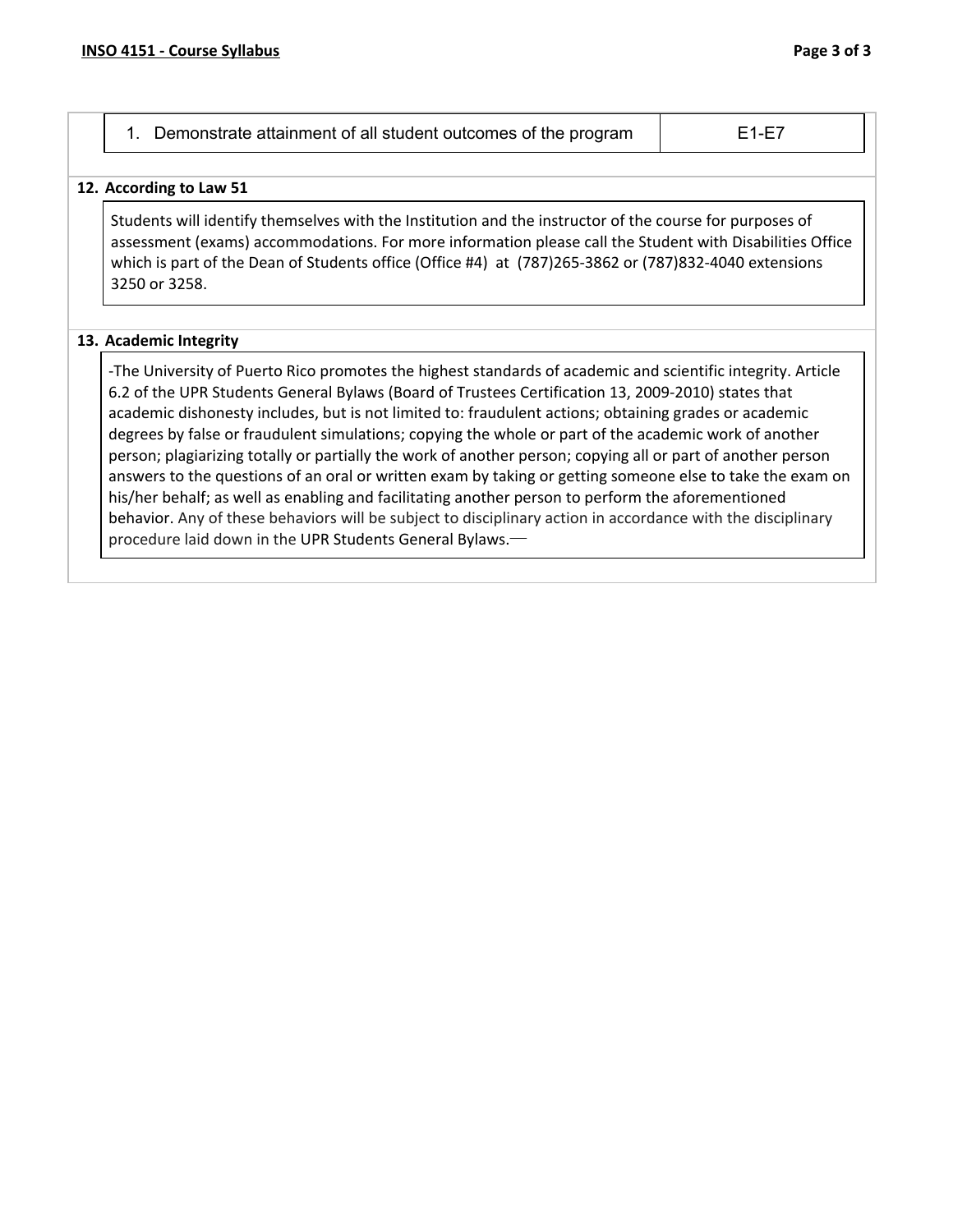| | |
|---|---|
| 1. Demonstrate attainment of all student outcomes of the program | E1-E7 |

## 12. According to Law 51

Students will identify themselves with the Institution and the instructor of the course for purposes of assessment (exams) accommodations. For more information please call the Student with Disabilities Office which is part of the Dean of Students office (Office #4) at (787)265-3862 or (787)832-4040 extensions 3250 or 3258.

## 13. Academic Integrity

-The University of Puerto Rico promotes the highest standards of academic and scientific integrity. Article 6.2 of the UPR Students General Bylaws (Board of Trustees Certification 13, 2009-2010) states that academic dishonesty includes, but is not limited to: fraudulent actions; obtaining grades or academic degrees by false or fraudulent simulations; copying the whole or part of the academic work of another person; plagiarizing totally or partially the work of another person; copying all or part of another person answers to the questions of an oral or written exam by taking or getting someone else to take the exam on his/her behalf; as well as enabling and facilitating another person to perform the aforementioned behavior. Any of these behaviors will be subject to disciplinary action in accordance with the disciplinary procedure laid down in the UPR Students General Bylaws.—